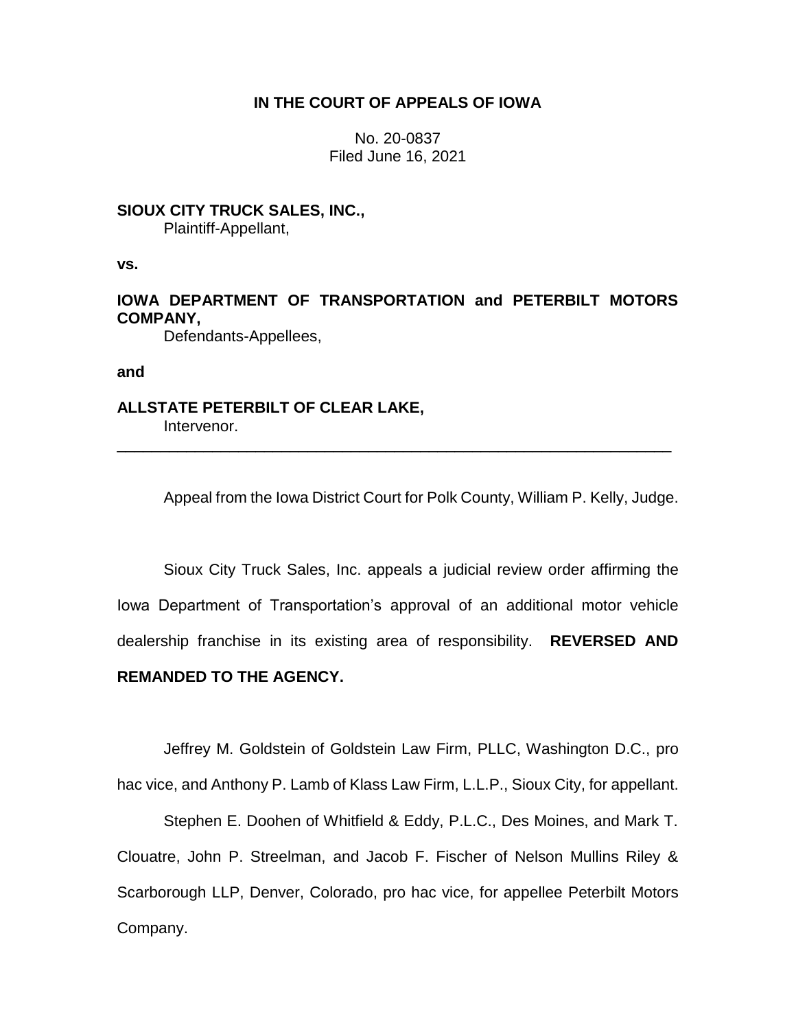**IN THE COURT OF APPEALS OF IOWA**

No. 20-0837
Filed June 16, 2021

**SIOUX CITY TRUCK SALES, INC.,**
Plaintiff-Appellant,

**vs.**

**IOWA DEPARTMENT OF TRANSPORTATION and PETERBILT MOTORS COMPANY,**
Defendants-Appellees,

**and**

**ALLSTATE PETERBILT OF CLEAR LAKE,**
Intervenor.

---

Appeal from the Iowa District Court for Polk County, William P. Kelly, Judge.

Sioux City Truck Sales, Inc. appeals a judicial review order affirming the Iowa Department of Transportation's approval of an additional motor vehicle dealership franchise in its existing area of responsibility. **REVERSED AND REMANDED TO THE AGENCY.**

Jeffrey M. Goldstein of Goldstein Law Firm, PLLC, Washington D.C., pro hac vice, and Anthony P. Lamb of Klass Law Firm, L.L.P., Sioux City, for appellant.

Stephen E. Doohen of Whitfield & Eddy, P.L.C., Des Moines, and Mark T. Clouatre, John P. Streelman, and Jacob F. Fischer of Nelson Mullins Riley & Scarborough LLP, Denver, Colorado, pro hac vice, for appellee Peterbilt Motors Company.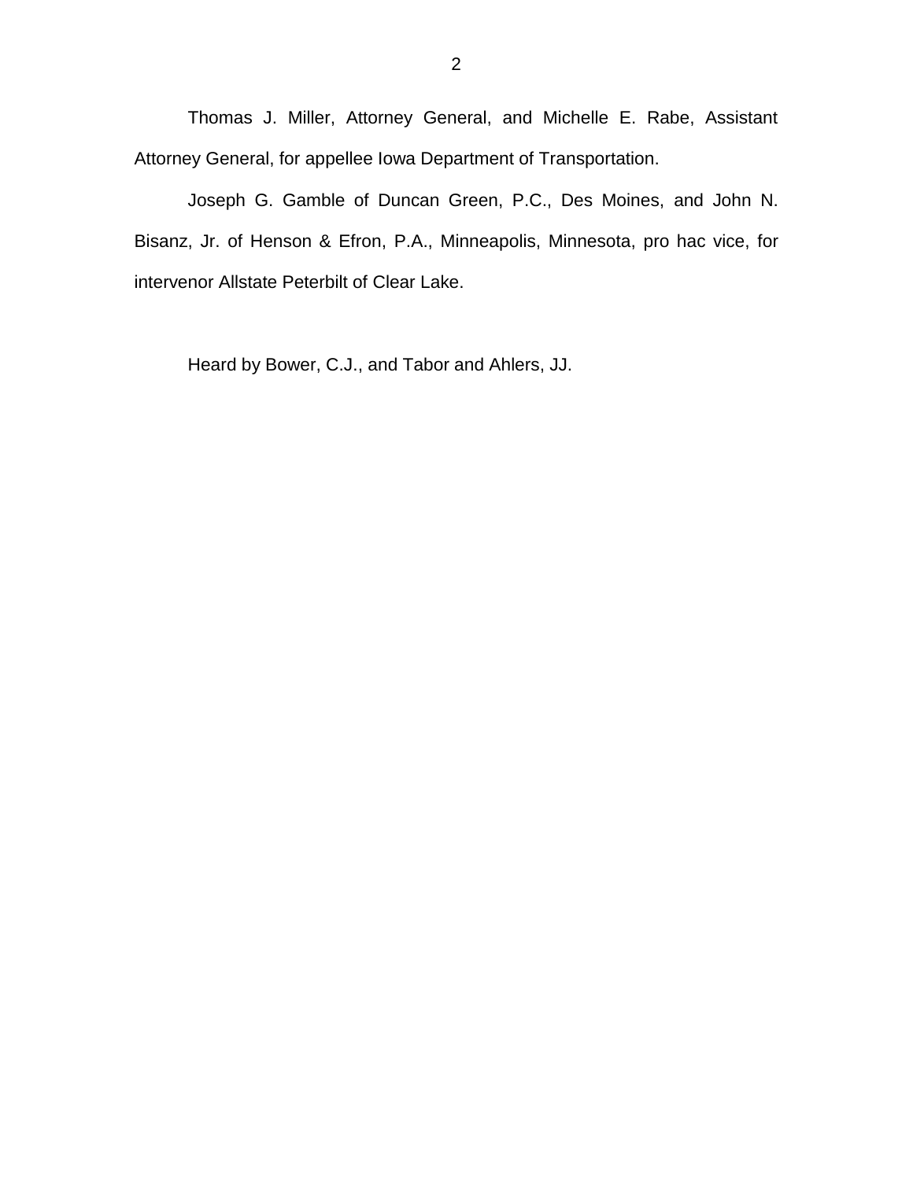Thomas J. Miller, Attorney General, and Michelle E. Rabe, Assistant Attorney General, for appellee Iowa Department of Transportation.

Joseph G. Gamble of Duncan Green, P.C., Des Moines, and John N. Bisanz, Jr. of Henson & Efron, P.A., Minneapolis, Minnesota, pro hac vice, for intervenor Allstate Peterbilt of Clear Lake.

Heard by Bower, C.J., and Tabor and Ahlers, JJ.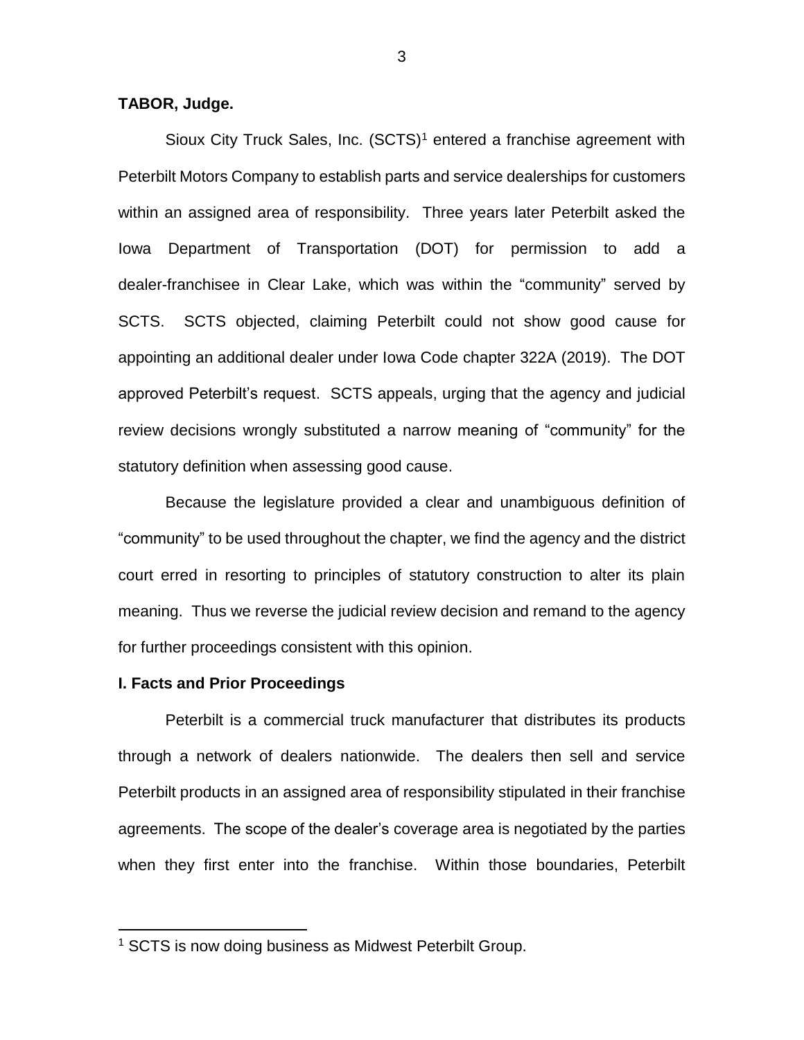**TABOR, Judge.**

Sioux City Truck Sales, Inc. (SCTS)[1] entered a franchise agreement with Peterbilt Motors Company to establish parts and service dealerships for customers within an assigned area of responsibility. Three years later Peterbilt asked the Iowa Department of Transportation (DOT) for permission to add a dealer-franchisee in Clear Lake, which was within the "community" served by SCTS. SCTS objected, claiming Peterbilt could not show good cause for appointing an additional dealer under Iowa Code chapter 322A (2019). The DOT approved Peterbilt's request. SCTS appeals, urging that the agency and judicial review decisions wrongly substituted a narrow meaning of "community" for the statutory definition when assessing good cause.

Because the legislature provided a clear and unambiguous definition of "community" to be used throughout the chapter, we find the agency and the district court erred in resorting to principles of statutory construction to alter its plain meaning. Thus we reverse the judicial review decision and remand to the agency for further proceedings consistent with this opinion.

## I. Facts and Prior Proceedings

Peterbilt is a commercial truck manufacturer that distributes its products through a network of dealers nationwide. The dealers then sell and service Peterbilt products in an assigned area of responsibility stipulated in their franchise agreements. The scope of the dealer's coverage area is negotiated by the parties when they first enter into the franchise. Within those boundaries, Peterbilt

[1] SCTS is now doing business as Midwest Peterbilt Group.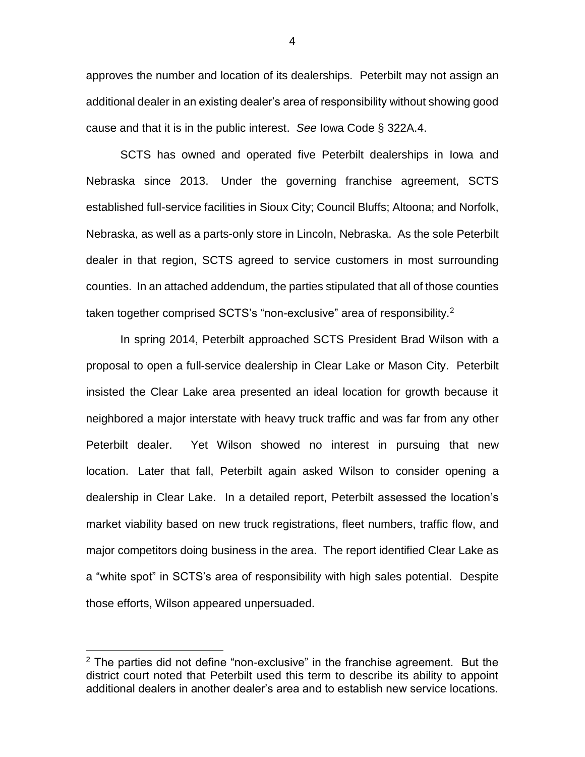approves the number and location of its dealerships. Peterbilt may not assign an additional dealer in an existing dealer's area of responsibility without showing good cause and that it is in the public interest. *See* Iowa Code § 322A.4.

SCTS has owned and operated five Peterbilt dealerships in Iowa and Nebraska since 2013. Under the governing franchise agreement, SCTS established full-service facilities in Sioux City; Council Bluffs; Altoona; and Norfolk, Nebraska, as well as a parts-only store in Lincoln, Nebraska. As the sole Peterbilt dealer in that region, SCTS agreed to service customers in most surrounding counties. In an attached addendum, the parties stipulated that all of those counties taken together comprised SCTS's "non-exclusive" area of responsibility.[2]

In spring 2014, Peterbilt approached SCTS President Brad Wilson with a proposal to open a full-service dealership in Clear Lake or Mason City. Peterbilt insisted the Clear Lake area presented an ideal location for growth because it neighbored a major interstate with heavy truck traffic and was far from any other Peterbilt dealer. Yet Wilson showed no interest in pursuing that new location. Later that fall, Peterbilt again asked Wilson to consider opening a dealership in Clear Lake. In a detailed report, Peterbilt assessed the location's market viability based on new truck registrations, fleet numbers, traffic flow, and major competitors doing business in the area. The report identified Clear Lake as a "white spot" in SCTS's area of responsibility with high sales potential. Despite those efforts, Wilson appeared unpersuaded.

[2] The parties did not define "non-exclusive" in the franchise agreement. But the district court noted that Peterbilt used this term to describe its ability to appoint additional dealers in another dealer's area and to establish new service locations.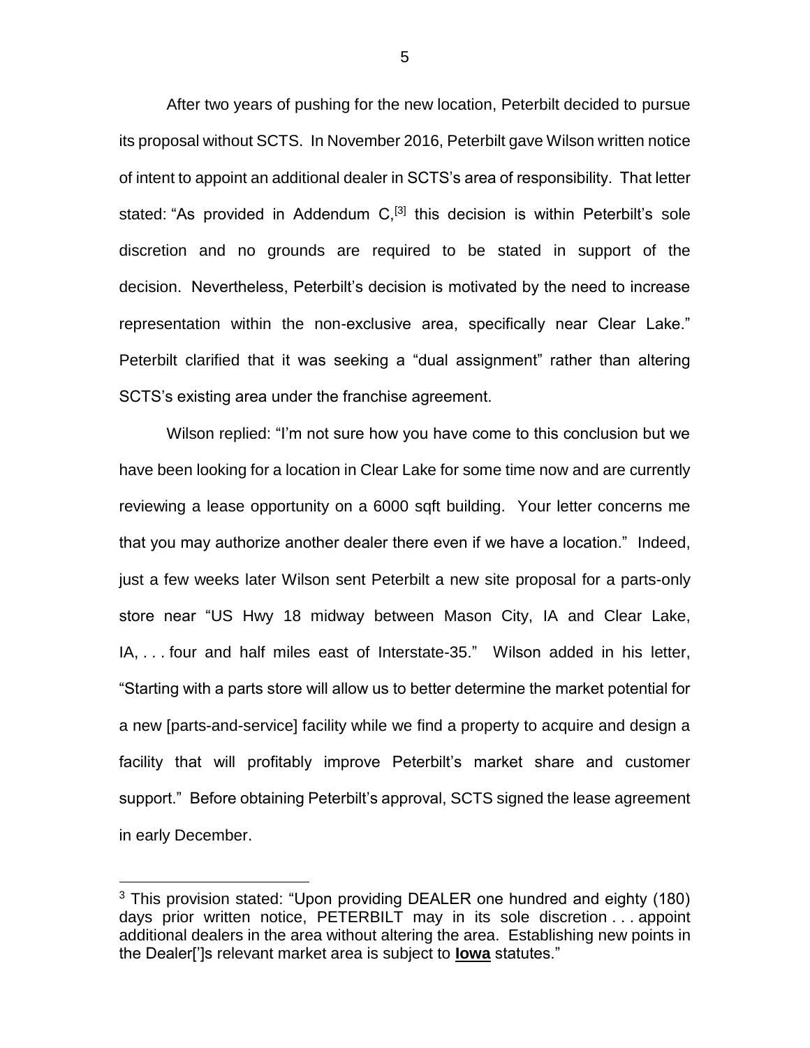After two years of pushing for the new location, Peterbilt decided to pursue its proposal without SCTS. In November 2016, Peterbilt gave Wilson written notice of intent to appoint an additional dealer in SCTS's area of responsibility. That letter stated: "As provided in Addendum C,[3] this decision is within Peterbilt's sole discretion and no grounds are required to be stated in support of the decision. Nevertheless, Peterbilt's decision is motivated by the need to increase representation within the non-exclusive area, specifically near Clear Lake." Peterbilt clarified that it was seeking a "dual assignment" rather than altering SCTS's existing area under the franchise agreement.

Wilson replied: "I'm not sure how you have come to this conclusion but we have been looking for a location in Clear Lake for some time now and are currently reviewing a lease opportunity on a 6000 sqft building. Your letter concerns me that you may authorize another dealer there even if we have a location." Indeed, just a few weeks later Wilson sent Peterbilt a new site proposal for a parts-only store near "US Hwy 18 midway between Mason City, IA and Clear Lake, IA, . . . four and half miles east of Interstate-35." Wilson added in his letter, "Starting with a parts store will allow us to better determine the market potential for a new [parts-and-service] facility while we find a property to acquire and design a facility that will profitably improve Peterbilt's market share and customer support." Before obtaining Peterbilt's approval, SCTS signed the lease agreement in early December.

[3] This provision stated: "Upon providing DEALER one hundred and eighty (180) days prior written notice, PETERBILT may in its sole discretion . . . appoint additional dealers in the area without altering the area. Establishing new points in the Dealer[']s relevant market area is subject to **Iowa** statutes."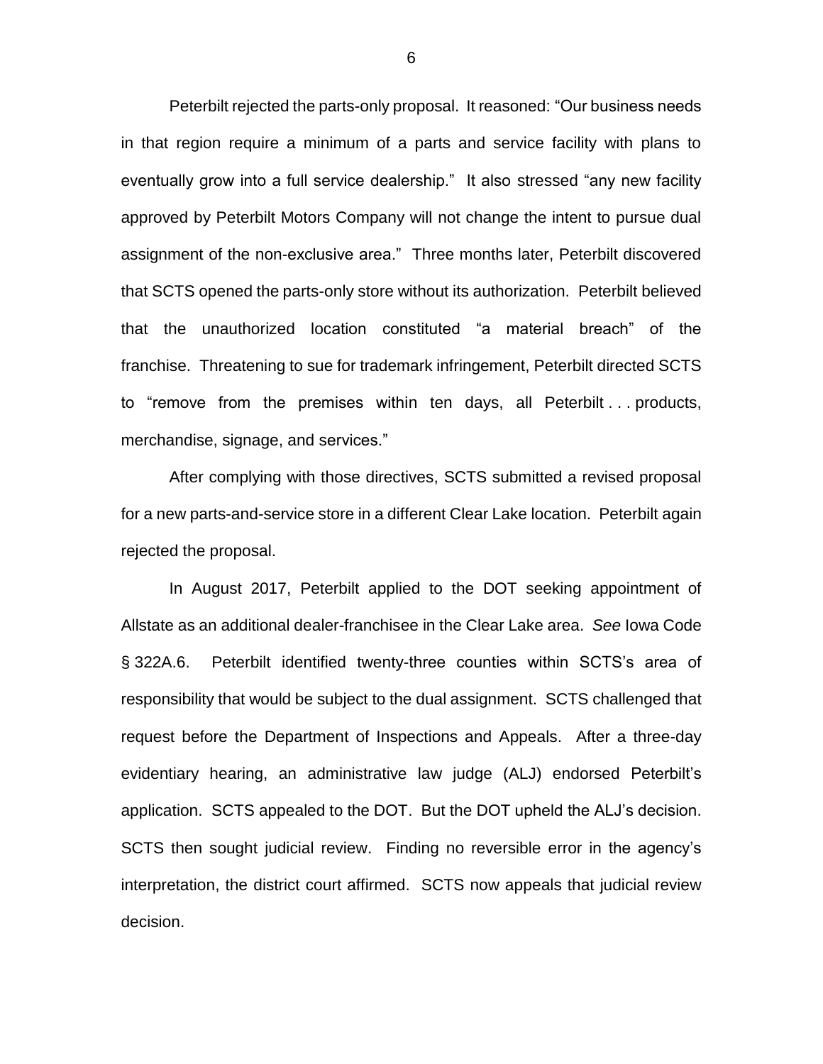Peterbilt rejected the parts-only proposal. It reasoned: "Our business needs in that region require a minimum of a parts and service facility with plans to eventually grow into a full service dealership." It also stressed "any new facility approved by Peterbilt Motors Company will not change the intent to pursue dual assignment of the non-exclusive area." Three months later, Peterbilt discovered that SCTS opened the parts-only store without its authorization. Peterbilt believed that the unauthorized location constituted "a material breach" of the franchise. Threatening to sue for trademark infringement, Peterbilt directed SCTS to "remove from the premises within ten days, all Peterbilt . . . products, merchandise, signage, and services."

After complying with those directives, SCTS submitted a revised proposal for a new parts-and-service store in a different Clear Lake location. Peterbilt again rejected the proposal.

In August 2017, Peterbilt applied to the DOT seeking appointment of Allstate as an additional dealer-franchisee in the Clear Lake area. *See* Iowa Code § 322A.6. Peterbilt identified twenty-three counties within SCTS's area of responsibility that would be subject to the dual assignment. SCTS challenged that request before the Department of Inspections and Appeals. After a three-day evidentiary hearing, an administrative law judge (ALJ) endorsed Peterbilt's application. SCTS appealed to the DOT. But the DOT upheld the ALJ's decision. SCTS then sought judicial review. Finding no reversible error in the agency's interpretation, the district court affirmed. SCTS now appeals that judicial review decision.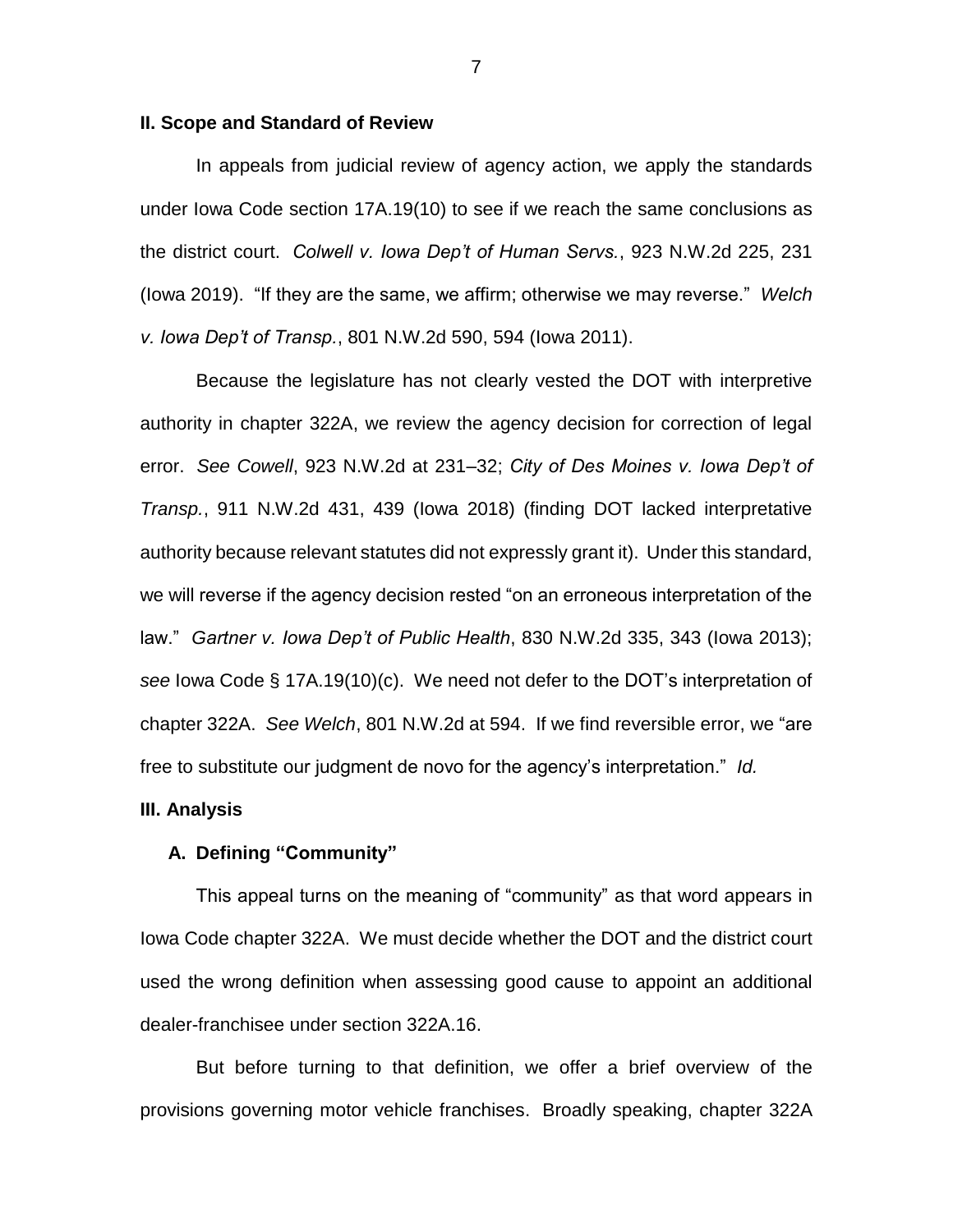## II. Scope and Standard of Review

In appeals from judicial review of agency action, we apply the standards under Iowa Code section 17A.19(10) to see if we reach the same conclusions as the district court. *Colwell v. Iowa Dep't of Human Servs.*, 923 N.W.2d 225, 231 (Iowa 2019). "If they are the same, we affirm; otherwise we may reverse." *Welch v. Iowa Dep't of Transp.*, 801 N.W.2d 590, 594 (Iowa 2011).

Because the legislature has not clearly vested the DOT with interpretive authority in chapter 322A, we review the agency decision for correction of legal error. *See Cowell*, 923 N.W.2d at 231–32; *City of Des Moines v. Iowa Dep't of Transp.*, 911 N.W.2d 431, 439 (Iowa 2018) (finding DOT lacked interpretative authority because relevant statutes did not expressly grant it). Under this standard, we will reverse if the agency decision rested "on an erroneous interpretation of the law." *Gartner v. Iowa Dep't of Public Health*, 830 N.W.2d 335, 343 (Iowa 2013); *see* Iowa Code § 17A.19(10)(c). We need not defer to the DOT's interpretation of chapter 322A. *See Welch*, 801 N.W.2d at 594. If we find reversible error, we "are free to substitute our judgment de novo for the agency's interpretation." *Id.*

## III. Analysis

### A. Defining "Community"

This appeal turns on the meaning of "community" as that word appears in Iowa Code chapter 322A. We must decide whether the DOT and the district court used the wrong definition when assessing good cause to appoint an additional dealer-franchisee under section 322A.16.

But before turning to that definition, we offer a brief overview of the provisions governing motor vehicle franchises. Broadly speaking, chapter 322A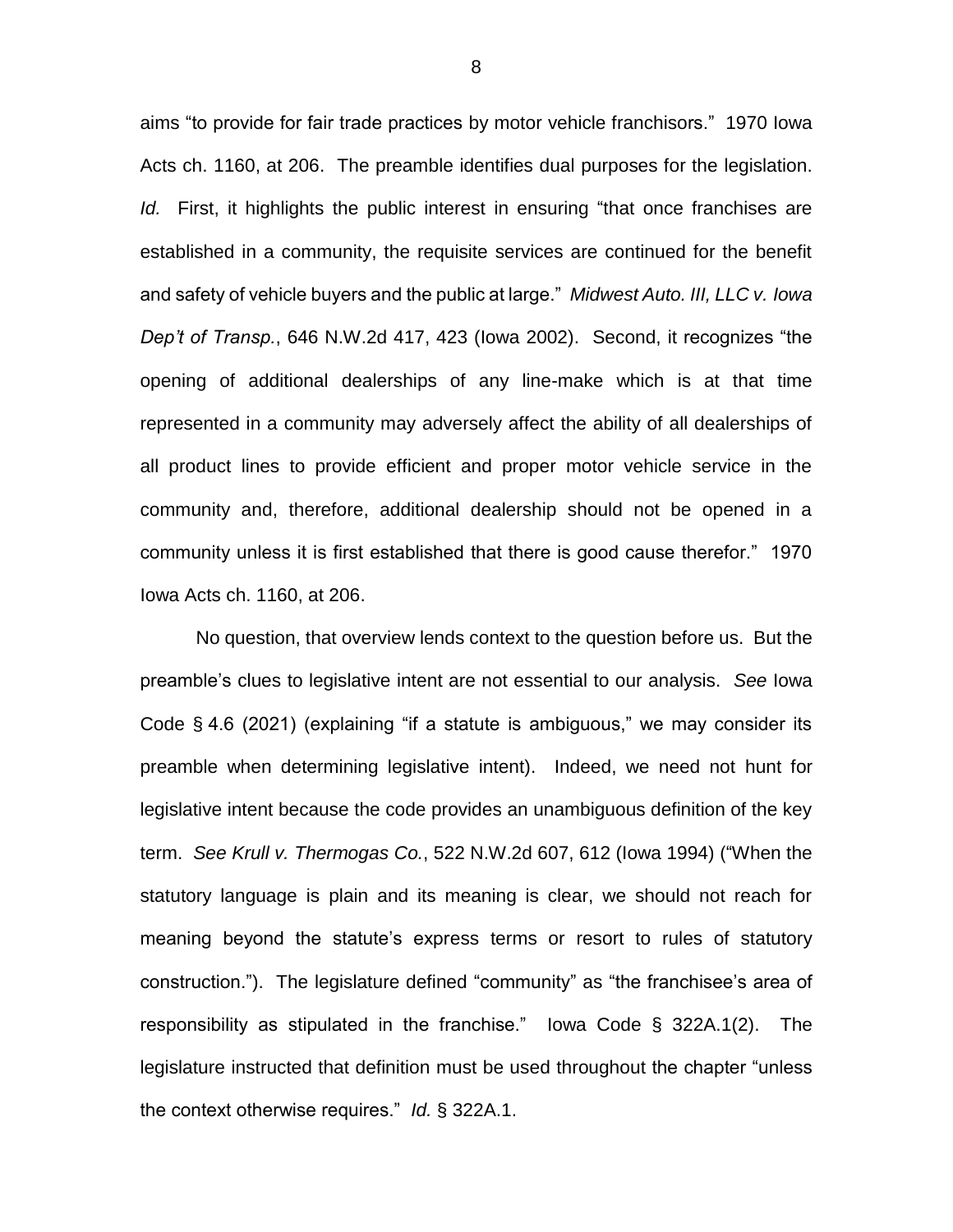aims "to provide for fair trade practices by motor vehicle franchisors." 1970 Iowa Acts ch. 1160, at 206. The preamble identifies dual purposes for the legislation. *Id.* First, it highlights the public interest in ensuring "that once franchises are established in a community, the requisite services are continued for the benefit and safety of vehicle buyers and the public at large." *Midwest Auto. III, LLC v. Iowa Dep't of Transp.*, 646 N.W.2d 417, 423 (Iowa 2002). Second, it recognizes "the opening of additional dealerships of any line-make which is at that time represented in a community may adversely affect the ability of all dealerships of all product lines to provide efficient and proper motor vehicle service in the community and, therefore, additional dealership should not be opened in a community unless it is first established that there is good cause therefor." 1970 Iowa Acts ch. 1160, at 206.

No question, that overview lends context to the question before us. But the preamble's clues to legislative intent are not essential to our analysis. *See* Iowa Code § 4.6 (2021) (explaining "if a statute is ambiguous," we may consider its preamble when determining legislative intent). Indeed, we need not hunt for legislative intent because the code provides an unambiguous definition of the key term. *See Krull v. Thermogas Co.*, 522 N.W.2d 607, 612 (Iowa 1994) ("When the statutory language is plain and its meaning is clear, we should not reach for meaning beyond the statute's express terms or resort to rules of statutory construction."). The legislature defined "community" as "the franchisee's area of responsibility as stipulated in the franchise." Iowa Code § 322A.1(2). The legislature instructed that definition must be used throughout the chapter "unless the context otherwise requires." *Id.* § 322A.1.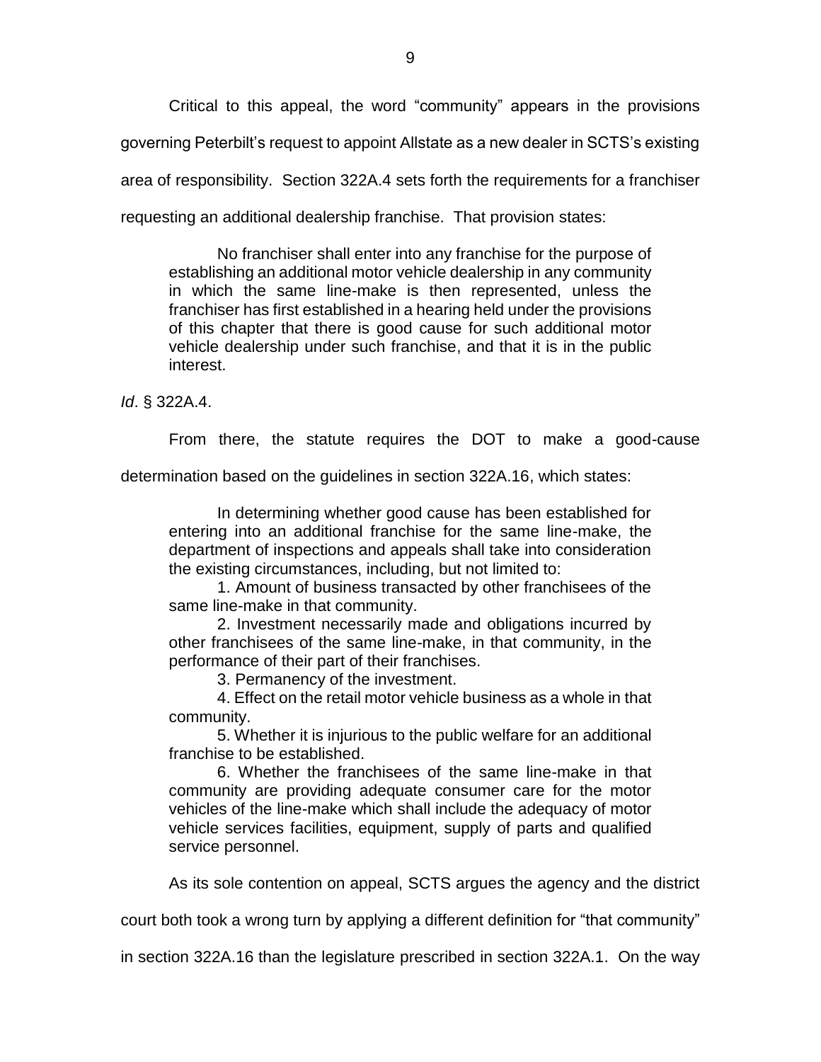Critical to this appeal, the word "community" appears in the provisions governing Peterbilt's request to appoint Allstate as a new dealer in SCTS's existing area of responsibility. Section 322A.4 sets forth the requirements for a franchiser requesting an additional dealership franchise. That provision states:

> No franchiser shall enter into any franchise for the purpose of establishing an additional motor vehicle dealership in any community in which the same line-make is then represented, unless the franchiser has first established in a hearing held under the provisions of this chapter that there is good cause for such additional motor vehicle dealership under such franchise, and that it is in the public interest.

*Id*. § 322A.4.

From there, the statute requires the DOT to make a good-cause determination based on the guidelines in section 322A.16, which states:

> In determining whether good cause has been established for entering into an additional franchise for the same line-make, the department of inspections and appeals shall take into consideration the existing circumstances, including, but not limited to:
>
> 1. Amount of business transacted by other franchisees of the same line-make in that community.
>
> 2. Investment necessarily made and obligations incurred by other franchisees of the same line-make, in that community, in the performance of their part of their franchises.
>
> 3. Permanency of the investment.
>
> 4. Effect on the retail motor vehicle business as a whole in that community.
>
> 5. Whether it is injurious to the public welfare for an additional franchise to be established.
>
> 6. Whether the franchisees of the same line-make in that community are providing adequate consumer care for the motor vehicles of the line-make which shall include the adequacy of motor vehicle services facilities, equipment, supply of parts and qualified service personnel.

As its sole contention on appeal, SCTS argues the agency and the district court both took a wrong turn by applying a different definition for "that community" in section 322A.16 than the legislature prescribed in section 322A.1. On the way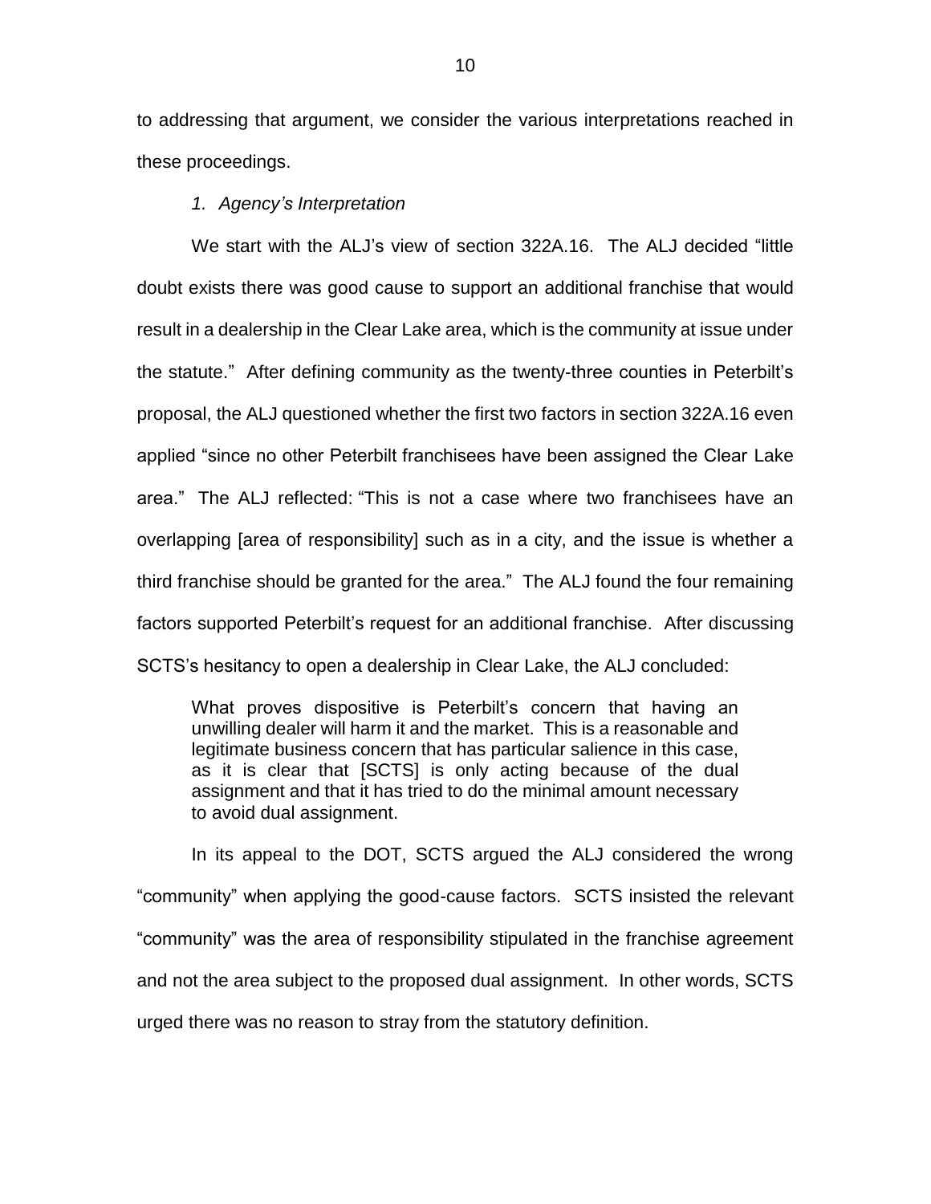to addressing that argument, we consider the various interpretations reached in these proceedings.

*1. Agency's Interpretation*

We start with the ALJ's view of section 322A.16. The ALJ decided "little doubt exists there was good cause to support an additional franchise that would result in a dealership in the Clear Lake area, which is the community at issue under the statute." After defining community as the twenty-three counties in Peterbilt's proposal, the ALJ questioned whether the first two factors in section 322A.16 even applied "since no other Peterbilt franchisees have been assigned the Clear Lake area." The ALJ reflected: "This is not a case where two franchisees have an overlapping [area of responsibility] such as in a city, and the issue is whether a third franchise should be granted for the area." The ALJ found the four remaining factors supported Peterbilt's request for an additional franchise. After discussing SCTS's hesitancy to open a dealership in Clear Lake, the ALJ concluded:

> What proves dispositive is Peterbilt's concern that having an unwilling dealer will harm it and the market. This is a reasonable and legitimate business concern that has particular salience in this case, as it is clear that [SCTS] is only acting because of the dual assignment and that it has tried to do the minimal amount necessary to avoid dual assignment.

In its appeal to the DOT, SCTS argued the ALJ considered the wrong "community" when applying the good-cause factors. SCTS insisted the relevant "community" was the area of responsibility stipulated in the franchise agreement and not the area subject to the proposed dual assignment. In other words, SCTS urged there was no reason to stray from the statutory definition.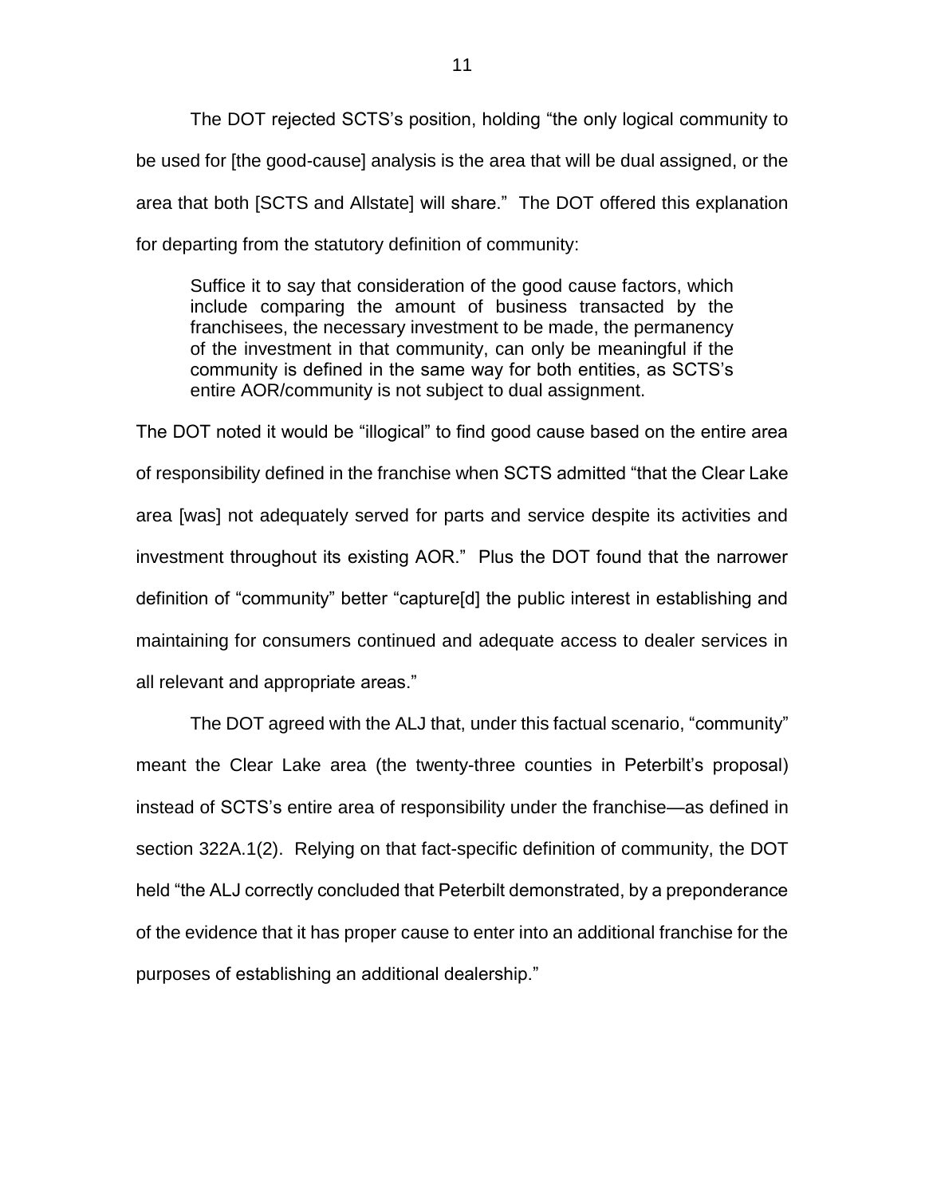The DOT rejected SCTS's position, holding "the only logical community to be used for [the good-cause] analysis is the area that will be dual assigned, or the area that both [SCTS and Allstate] will share." The DOT offered this explanation for departing from the statutory definition of community:

> Suffice it to say that consideration of the good cause factors, which include comparing the amount of business transacted by the franchisees, the necessary investment to be made, the permanency of the investment in that community, can only be meaningful if the community is defined in the same way for both entities, as SCTS's entire AOR/community is not subject to dual assignment.

The DOT noted it would be "illogical" to find good cause based on the entire area of responsibility defined in the franchise when SCTS admitted "that the Clear Lake area [was] not adequately served for parts and service despite its activities and investment throughout its existing AOR." Plus the DOT found that the narrower definition of "community" better "capture[d] the public interest in establishing and maintaining for consumers continued and adequate access to dealer services in all relevant and appropriate areas."

The DOT agreed with the ALJ that, under this factual scenario, "community" meant the Clear Lake area (the twenty-three counties in Peterbilt's proposal) instead of SCTS's entire area of responsibility under the franchise—as defined in section 322A.1(2). Relying on that fact-specific definition of community, the DOT held "the ALJ correctly concluded that Peterbilt demonstrated, by a preponderance of the evidence that it has proper cause to enter into an additional franchise for the purposes of establishing an additional dealership."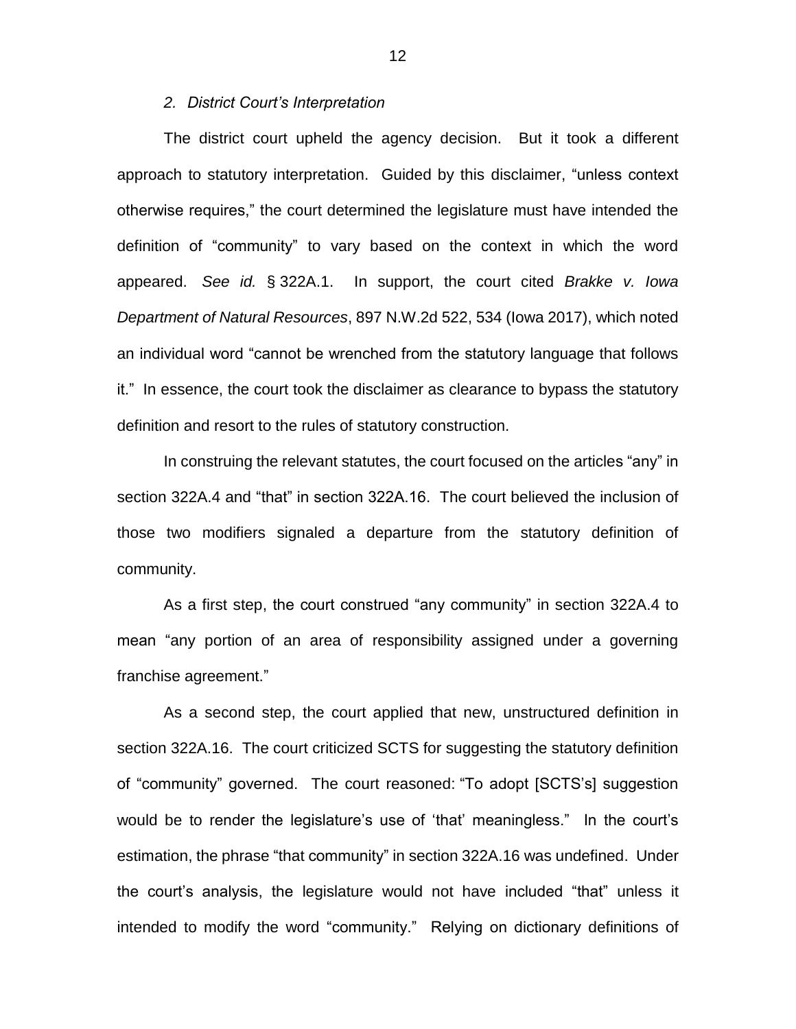*2. District Court's Interpretation*

The district court upheld the agency decision. But it took a different approach to statutory interpretation. Guided by this disclaimer, "unless context otherwise requires," the court determined the legislature must have intended the definition of "community" to vary based on the context in which the word appeared. *See id.* § 322A.1. In support, the court cited *Brakke v. Iowa Department of Natural Resources*, 897 N.W.2d 522, 534 (Iowa 2017), which noted an individual word "cannot be wrenched from the statutory language that follows it." In essence, the court took the disclaimer as clearance to bypass the statutory definition and resort to the rules of statutory construction.

In construing the relevant statutes, the court focused on the articles "any" in section 322A.4 and "that" in section 322A.16. The court believed the inclusion of those two modifiers signaled a departure from the statutory definition of community.

As a first step, the court construed "any community" in section 322A.4 to mean "any portion of an area of responsibility assigned under a governing franchise agreement."

As a second step, the court applied that new, unstructured definition in section 322A.16. The court criticized SCTS for suggesting the statutory definition of "community" governed. The court reasoned: "To adopt [SCTS's] suggestion would be to render the legislature's use of 'that' meaningless." In the court's estimation, the phrase "that community" in section 322A.16 was undefined. Under the court's analysis, the legislature would not have included "that" unless it intended to modify the word "community." Relying on dictionary definitions of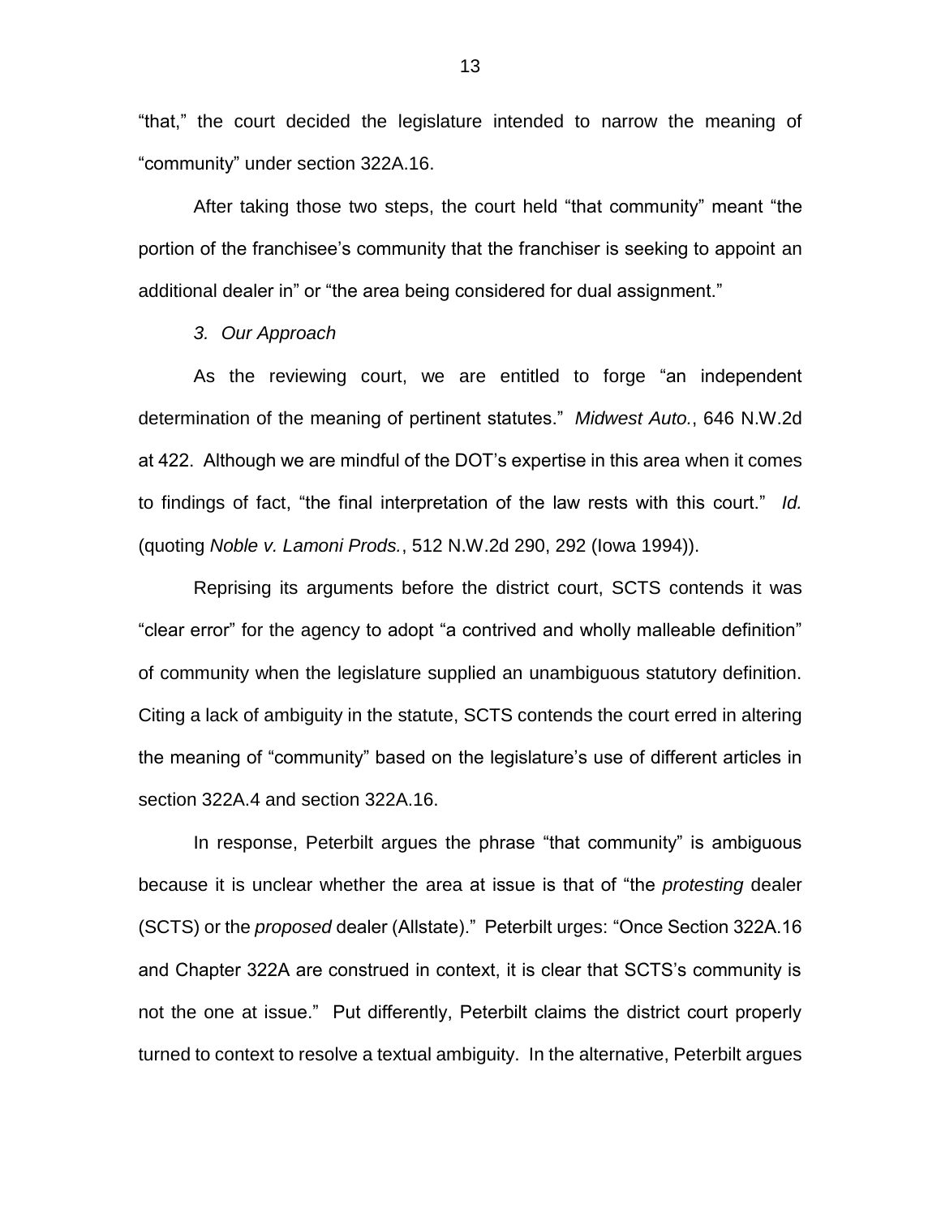"that," the court decided the legislature intended to narrow the meaning of "community" under section 322A.16.

After taking those two steps, the court held "that community" meant "the portion of the franchisee's community that the franchiser is seeking to appoint an additional dealer in" or "the area being considered for dual assignment."

*3. Our Approach*

As the reviewing court, we are entitled to forge "an independent determination of the meaning of pertinent statutes." *Midwest Auto.*, 646 N.W.2d at 422. Although we are mindful of the DOT's expertise in this area when it comes to findings of fact, "the final interpretation of the law rests with this court." *Id.* (quoting *Noble v. Lamoni Prods.*, 512 N.W.2d 290, 292 (Iowa 1994)).

Reprising its arguments before the district court, SCTS contends it was "clear error" for the agency to adopt "a contrived and wholly malleable definition" of community when the legislature supplied an unambiguous statutory definition. Citing a lack of ambiguity in the statute, SCTS contends the court erred in altering the meaning of "community" based on the legislature's use of different articles in section 322A.4 and section 322A.16.

In response, Peterbilt argues the phrase "that community" is ambiguous because it is unclear whether the area at issue is that of "the *protesting* dealer (SCTS) or the *proposed* dealer (Allstate)." Peterbilt urges: "Once Section 322A.16 and Chapter 322A are construed in context, it is clear that SCTS's community is not the one at issue." Put differently, Peterbilt claims the district court properly turned to context to resolve a textual ambiguity. In the alternative, Peterbilt argues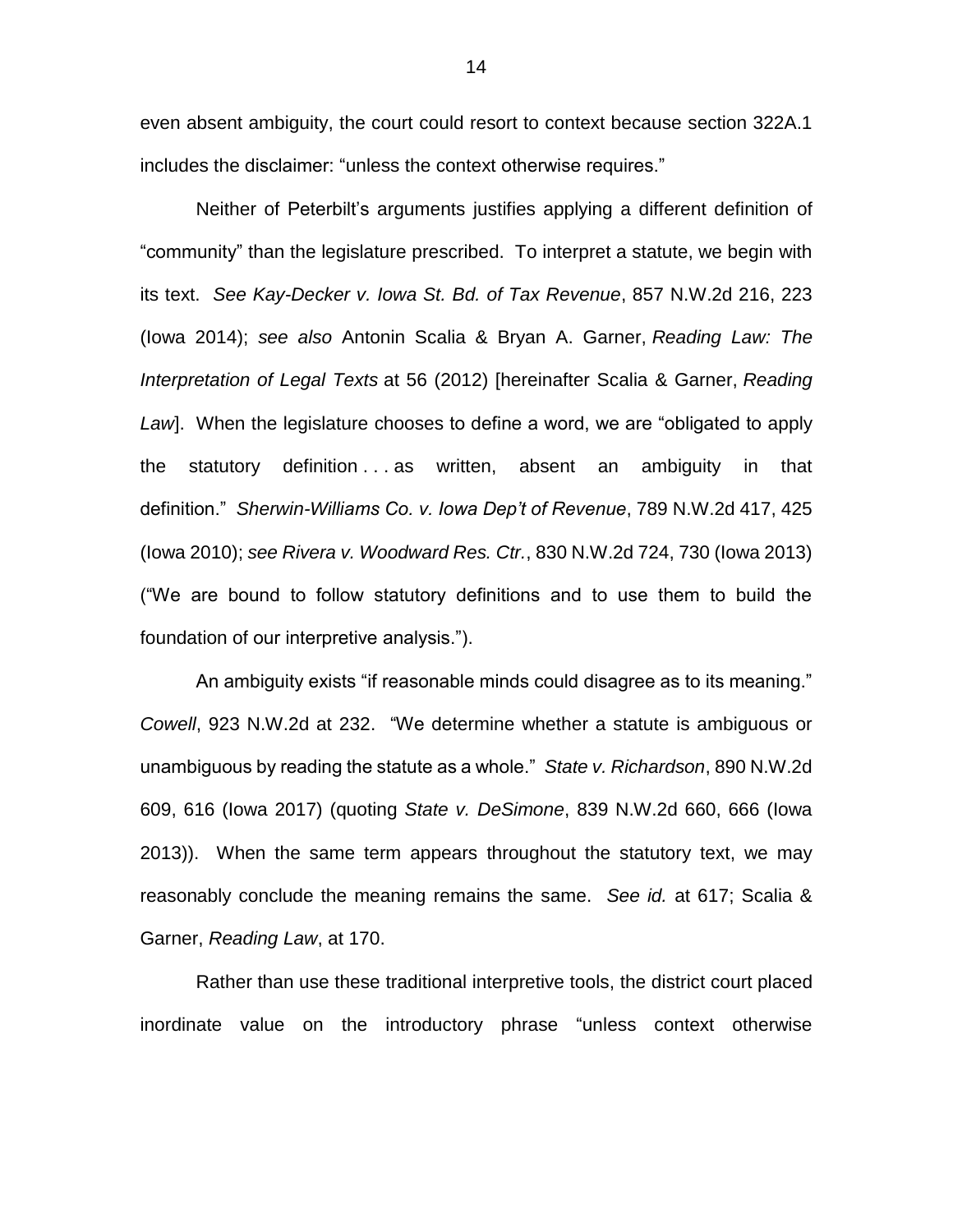even absent ambiguity, the court could resort to context because section 322A.1 includes the disclaimer: "unless the context otherwise requires."

Neither of Peterbilt's arguments justifies applying a different definition of "community" than the legislature prescribed. To interpret a statute, we begin with its text. *See Kay-Decker v. Iowa St. Bd. of Tax Revenue*, 857 N.W.2d 216, 223 (Iowa 2014); *see also* Antonin Scalia & Bryan A. Garner, *Reading Law: The Interpretation of Legal Texts* at 56 (2012) [hereinafter Scalia & Garner, *Reading Law*]. When the legislature chooses to define a word, we are "obligated to apply the statutory definition . . . as written, absent an ambiguity in that definition." *Sherwin-Williams Co. v. Iowa Dep't of Revenue*, 789 N.W.2d 417, 425 (Iowa 2010); *see Rivera v. Woodward Res. Ctr.*, 830 N.W.2d 724, 730 (Iowa 2013) ("We are bound to follow statutory definitions and to use them to build the foundation of our interpretive analysis.").

An ambiguity exists "if reasonable minds could disagree as to its meaning." *Cowell*, 923 N.W.2d at 232. "We determine whether a statute is ambiguous or unambiguous by reading the statute as a whole." *State v. Richardson*, 890 N.W.2d 609, 616 (Iowa 2017) (quoting *State v. DeSimone*, 839 N.W.2d 660, 666 (Iowa 2013)). When the same term appears throughout the statutory text, we may reasonably conclude the meaning remains the same. *See id.* at 617; Scalia & Garner, *Reading Law*, at 170.

Rather than use these traditional interpretive tools, the district court placed inordinate value on the introductory phrase "unless context otherwise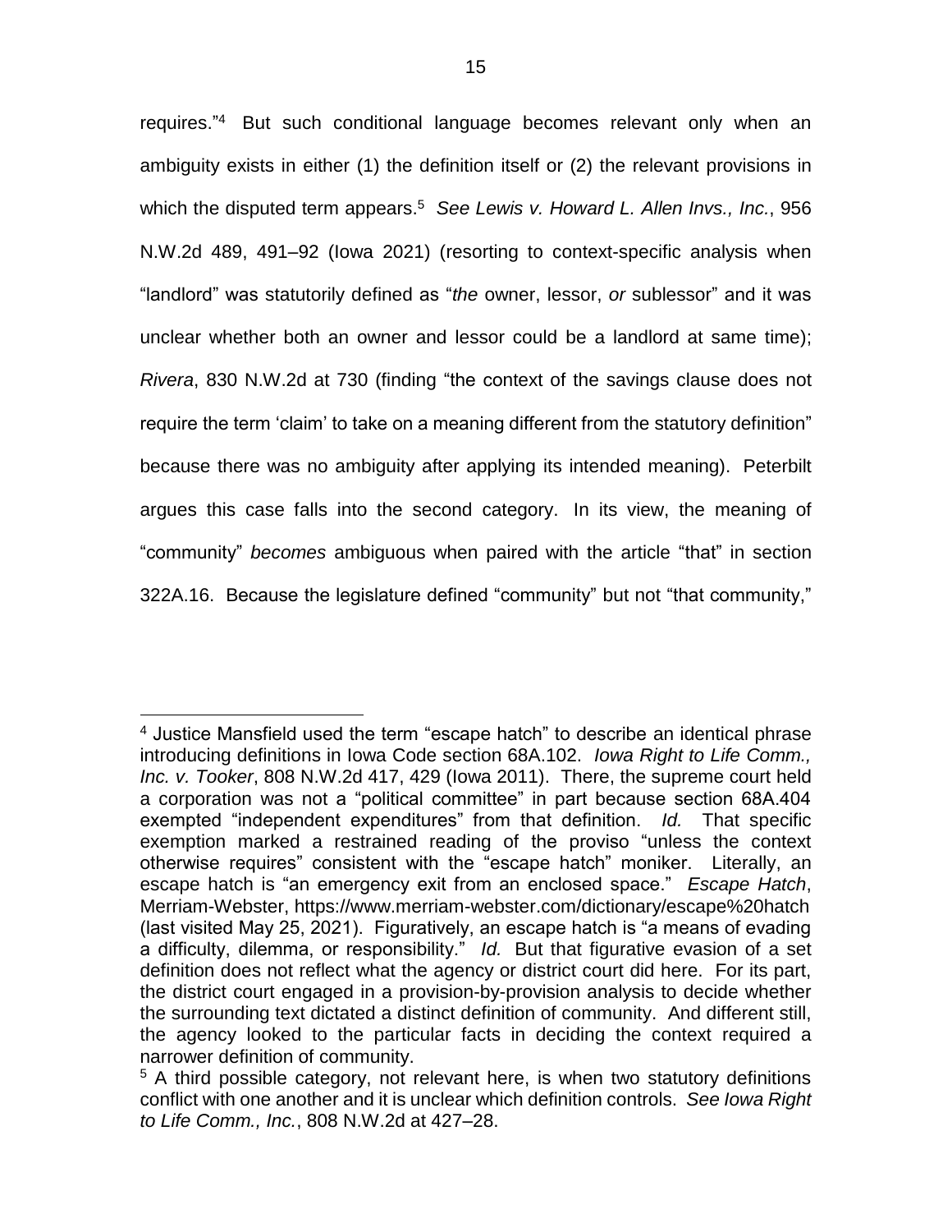requires."[4] But such conditional language becomes relevant only when an ambiguity exists in either (1) the definition itself or (2) the relevant provisions in which the disputed term appears.[5] *See Lewis v. Howard L. Allen Invs., Inc.*, 956 N.W.2d 489, 491–92 (Iowa 2021) (resorting to context-specific analysis when "landlord" was statutorily defined as "*the* owner, lessor, *or* sublessor" and it was unclear whether both an owner and lessor could be a landlord at same time); *Rivera*, 830 N.W.2d at 730 (finding "the context of the savings clause does not require the term 'claim' to take on a meaning different from the statutory definition" because there was no ambiguity after applying its intended meaning). Peterbilt argues this case falls into the second category. In its view, the meaning of "community" *becomes* ambiguous when paired with the article "that" in section 322A.16. Because the legislature defined "community" but not "that community,"

---

[4] Justice Mansfield used the term "escape hatch" to describe an identical phrase introducing definitions in Iowa Code section 68A.102. *Iowa Right to Life Comm., Inc. v. Tooker*, 808 N.W.2d 417, 429 (Iowa 2011). There, the supreme court held a corporation was not a "political committee" in part because section 68A.404 exempted "independent expenditures" from that definition. *Id.* That specific exemption marked a restrained reading of the proviso "unless the context otherwise requires" consistent with the "escape hatch" moniker. Literally, an escape hatch is "an emergency exit from an enclosed space." *Escape Hatch*, Merriam-Webster, https://www.merriam-webster.com/dictionary/escape%20hatch (last visited May 25, 2021). Figuratively, an escape hatch is "a means of evading a difficulty, dilemma, or responsibility." *Id.* But that figurative evasion of a set definition does not reflect what the agency or district court did here. For its part, the district court engaged in a provision-by-provision analysis to decide whether the surrounding text dictated a distinct definition of community. And different still, the agency looked to the particular facts in deciding the context required a narrower definition of community.

[5] A third possible category, not relevant here, is when two statutory definitions conflict with one another and it is unclear which definition controls. *See Iowa Right to Life Comm., Inc.*, 808 N.W.2d at 427–28.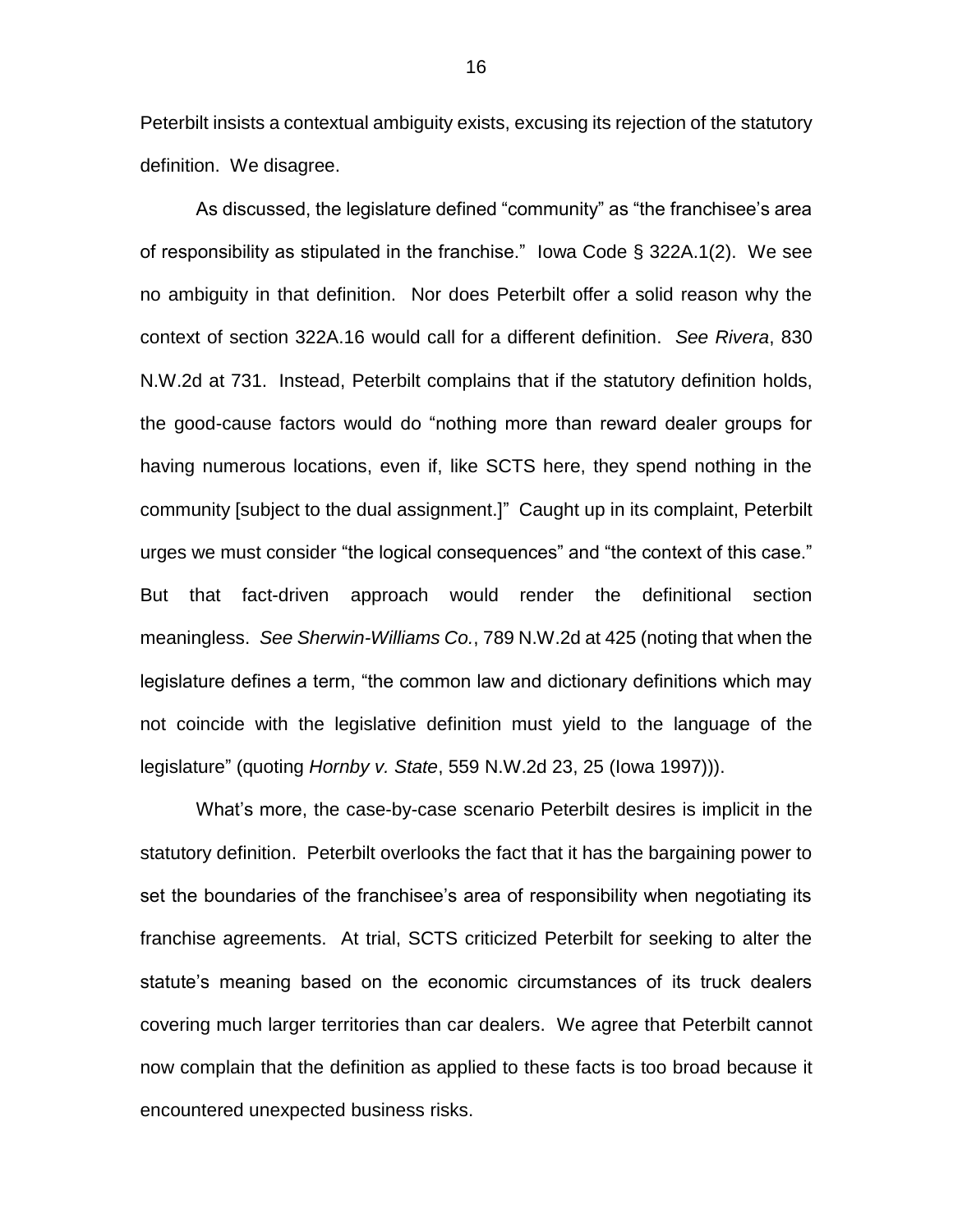Peterbilt insists a contextual ambiguity exists, excusing its rejection of the statutory definition. We disagree.

As discussed, the legislature defined "community" as "the franchisee's area of responsibility as stipulated in the franchise." Iowa Code § 322A.1(2). We see no ambiguity in that definition. Nor does Peterbilt offer a solid reason why the context of section 322A.16 would call for a different definition. *See Rivera*, 830 N.W.2d at 731. Instead, Peterbilt complains that if the statutory definition holds, the good-cause factors would do "nothing more than reward dealer groups for having numerous locations, even if, like SCTS here, they spend nothing in the community [subject to the dual assignment.]" Caught up in its complaint, Peterbilt urges we must consider "the logical consequences" and "the context of this case." But that fact-driven approach would render the definitional section meaningless. *See Sherwin-Williams Co.*, 789 N.W.2d at 425 (noting that when the legislature defines a term, "the common law and dictionary definitions which may not coincide with the legislative definition must yield to the language of the legislature" (quoting *Hornby v. State*, 559 N.W.2d 23, 25 (Iowa 1997))).

What's more, the case-by-case scenario Peterbilt desires is implicit in the statutory definition. Peterbilt overlooks the fact that it has the bargaining power to set the boundaries of the franchisee's area of responsibility when negotiating its franchise agreements. At trial, SCTS criticized Peterbilt for seeking to alter the statute's meaning based on the economic circumstances of its truck dealers covering much larger territories than car dealers. We agree that Peterbilt cannot now complain that the definition as applied to these facts is too broad because it encountered unexpected business risks.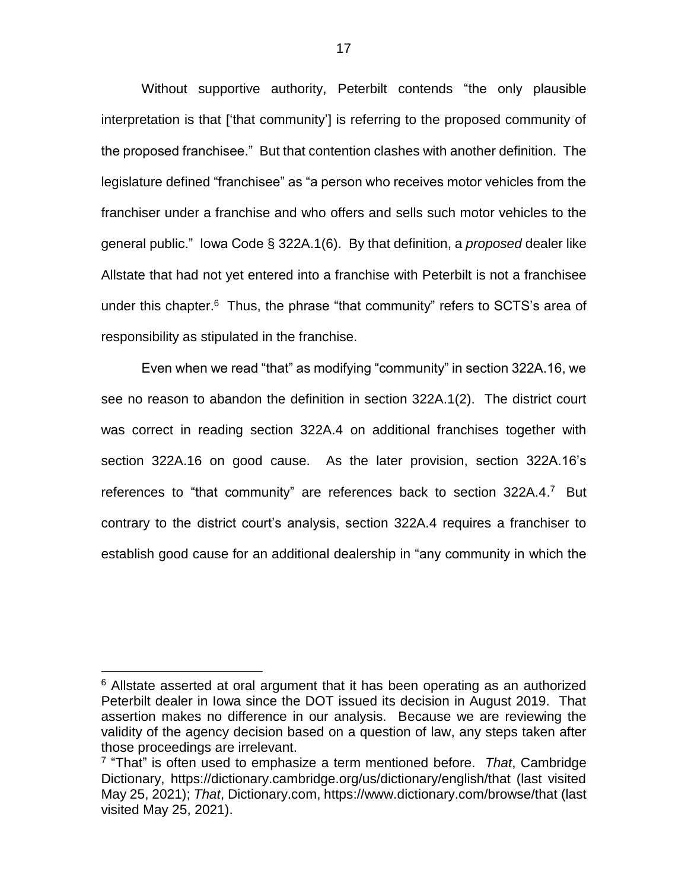Without supportive authority, Peterbilt contends "the only plausible interpretation is that ['that community'] is referring to the proposed community of the proposed franchisee." But that contention clashes with another definition. The legislature defined "franchisee" as "a person who receives motor vehicles from the franchiser under a franchise and who offers and sells such motor vehicles to the general public." Iowa Code § 322A.1(6). By that definition, a *proposed* dealer like Allstate that had not yet entered into a franchise with Peterbilt is not a franchisee under this chapter.[6] Thus, the phrase "that community" refers to SCTS's area of responsibility as stipulated in the franchise.

Even when we read "that" as modifying "community" in section 322A.16, we see no reason to abandon the definition in section 322A.1(2). The district court was correct in reading section 322A.4 on additional franchises together with section 322A.16 on good cause. As the later provision, section 322A.16's references to "that community" are references back to section 322A.4.[7] But contrary to the district court's analysis, section 322A.4 requires a franchiser to establish good cause for an additional dealership in "any community in which the

---

[6] Allstate asserted at oral argument that it has been operating as an authorized Peterbilt dealer in Iowa since the DOT issued its decision in August 2019. That assertion makes no difference in our analysis. Because we are reviewing the validity of the agency decision based on a question of law, any steps taken after those proceedings are irrelevant.

[7] "That" is often used to emphasize a term mentioned before. *That*, Cambridge Dictionary, https://dictionary.cambridge.org/us/dictionary/english/that (last visited May 25, 2021); *That*, Dictionary.com, https://www.dictionary.com/browse/that (last visited May 25, 2021).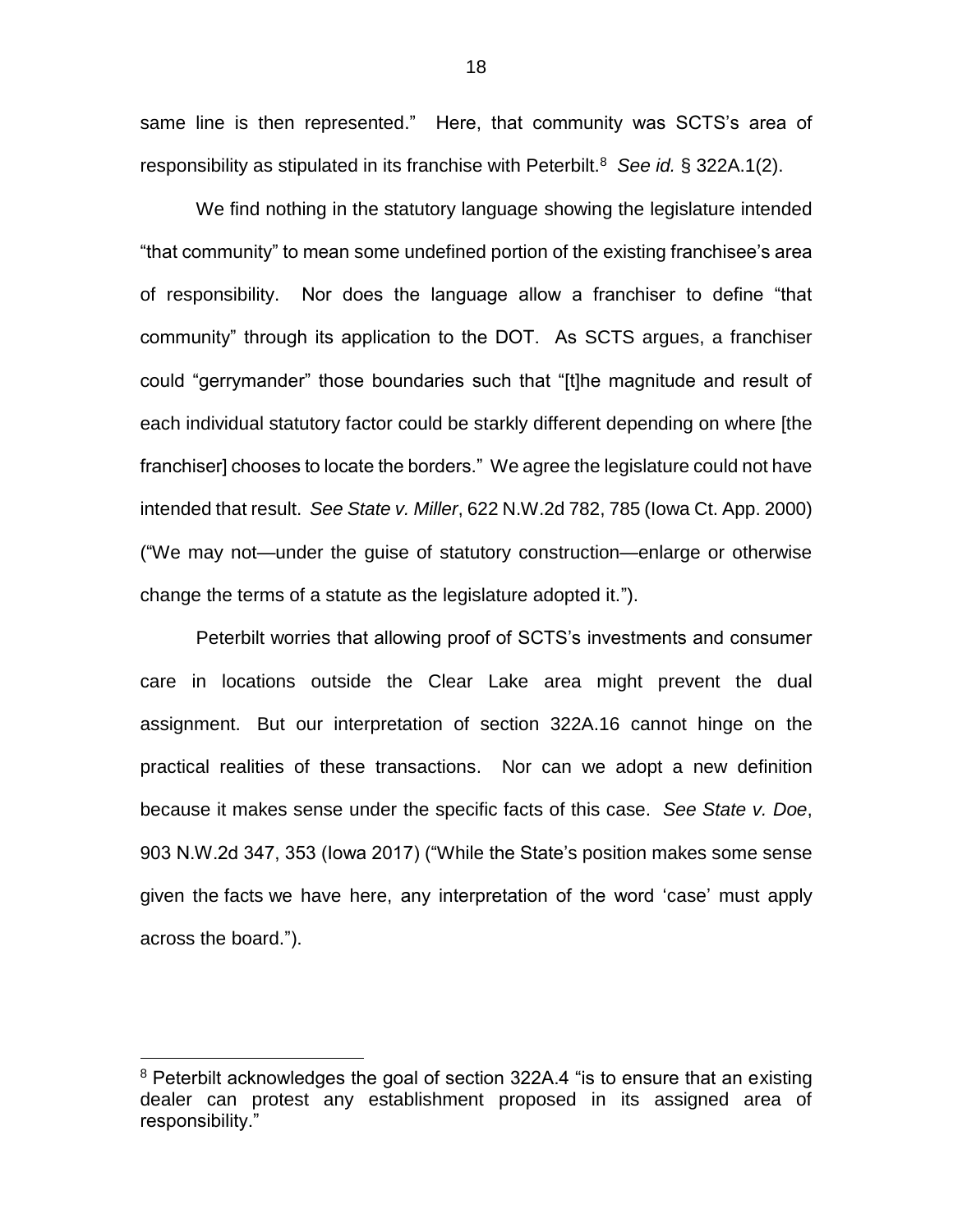same line is then represented." Here, that community was SCTS's area of responsibility as stipulated in its franchise with Peterbilt.[8] *See id.* § 322A.1(2).

We find nothing in the statutory language showing the legislature intended "that community" to mean some undefined portion of the existing franchisee's area of responsibility. Nor does the language allow a franchiser to define "that community" through its application to the DOT. As SCTS argues, a franchiser could "gerrymander" those boundaries such that "[t]he magnitude and result of each individual statutory factor could be starkly different depending on where [the franchiser] chooses to locate the borders." We agree the legislature could not have intended that result. *See State v. Miller*, 622 N.W.2d 782, 785 (Iowa Ct. App. 2000) ("We may not—under the guise of statutory construction—enlarge or otherwise change the terms of a statute as the legislature adopted it.").

Peterbilt worries that allowing proof of SCTS's investments and consumer care in locations outside the Clear Lake area might prevent the dual assignment. But our interpretation of section 322A.16 cannot hinge on the practical realities of these transactions. Nor can we adopt a new definition because it makes sense under the specific facts of this case. *See State v. Doe*, 903 N.W.2d 347, 353 (Iowa 2017) ("While the State's position makes some sense given the facts we have here, any interpretation of the word 'case' must apply across the board.").

---

[8] Peterbilt acknowledges the goal of section 322A.4 "is to ensure that an existing dealer can protest any establishment proposed in its assigned area of responsibility."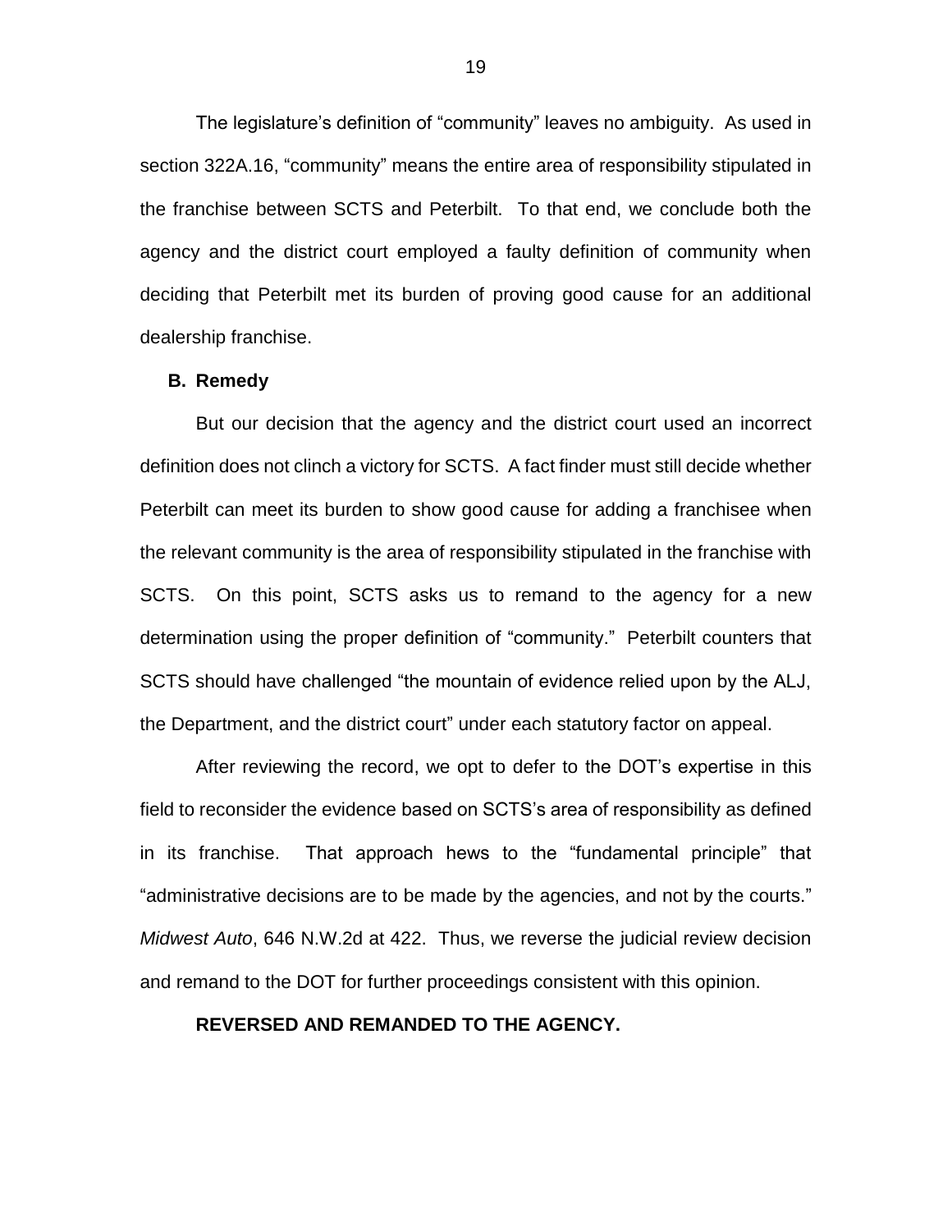The legislature's definition of "community" leaves no ambiguity. As used in section 322A.16, "community" means the entire area of responsibility stipulated in the franchise between SCTS and Peterbilt. To that end, we conclude both the agency and the district court employed a faulty definition of community when deciding that Peterbilt met its burden of proving good cause for an additional dealership franchise.

**B. Remedy**

But our decision that the agency and the district court used an incorrect definition does not clinch a victory for SCTS. A fact finder must still decide whether Peterbilt can meet its burden to show good cause for adding a franchisee when the relevant community is the area of responsibility stipulated in the franchise with SCTS. On this point, SCTS asks us to remand to the agency for a new determination using the proper definition of "community." Peterbilt counters that SCTS should have challenged "the mountain of evidence relied upon by the ALJ, the Department, and the district court" under each statutory factor on appeal.

After reviewing the record, we opt to defer to the DOT's expertise in this field to reconsider the evidence based on SCTS's area of responsibility as defined in its franchise. That approach hews to the "fundamental principle" that "administrative decisions are to be made by the agencies, and not by the courts." *Midwest Auto*, 646 N.W.2d at 422. Thus, we reverse the judicial review decision and remand to the DOT for further proceedings consistent with this opinion.

**REVERSED AND REMANDED TO THE AGENCY.**